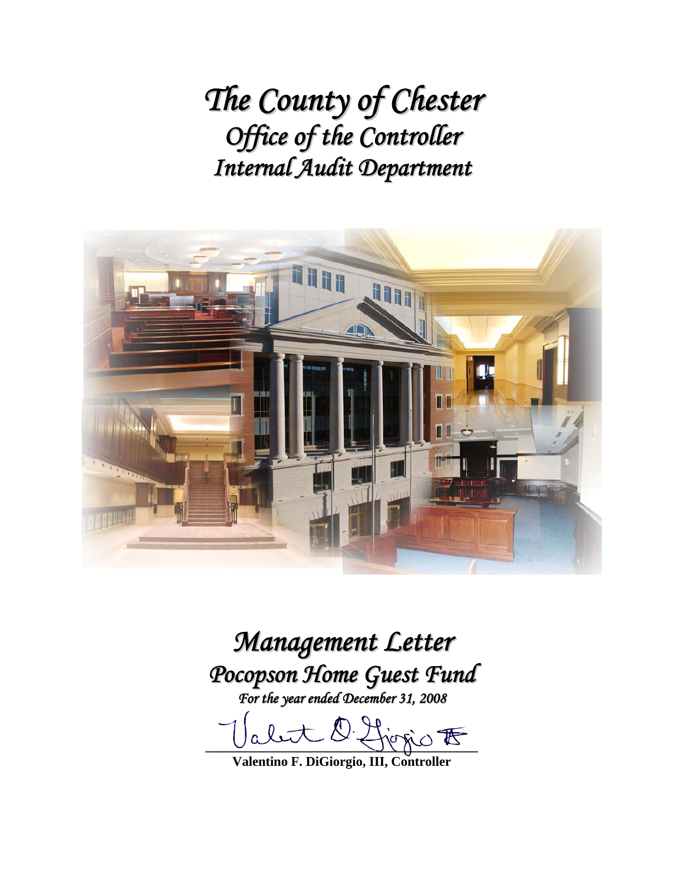# *The County of Chester*

## *Office of the Controller*

## *Internal Audit Department*

# *Management Letter*

## *Pocopson Home Guest Fund*

*For the year ended December 31, 2008*

**Valentino F. DiGiorgio, III, Controller**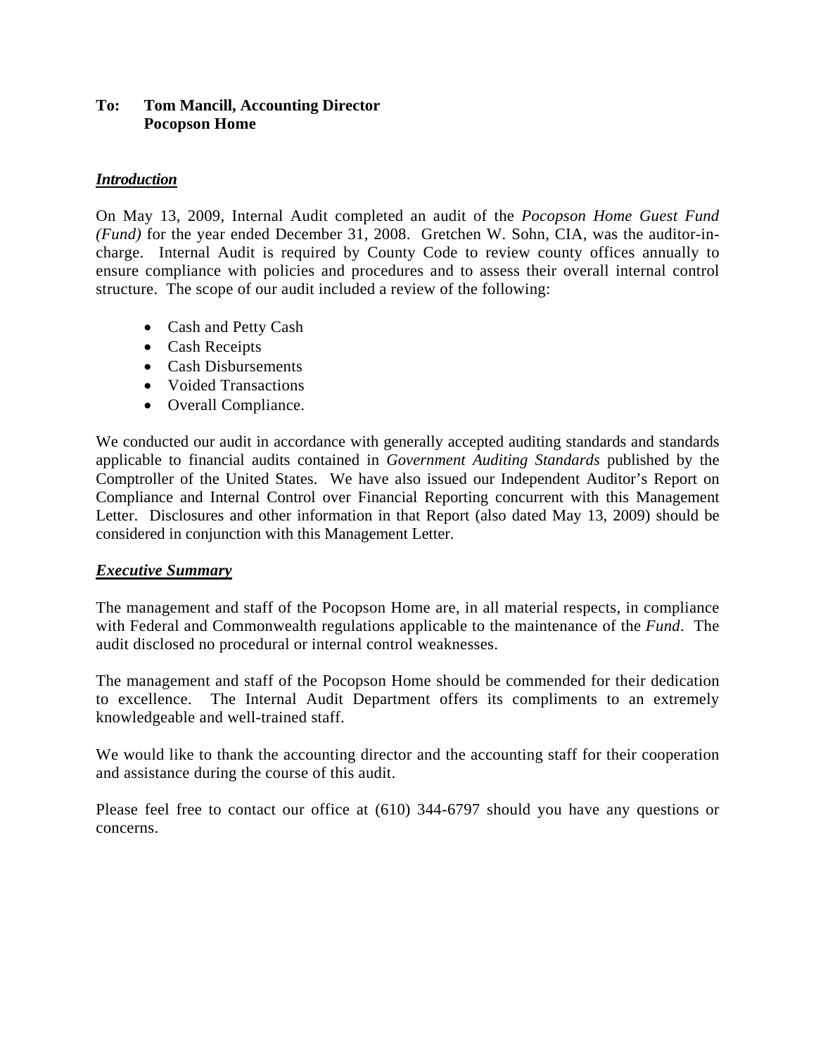**To: Tom Mancill, Accounting Director**
**Pocopson Home**

***Introduction***

On May 13, 2009, Internal Audit completed an audit of the *Pocopson Home Guest Fund (Fund)* for the year ended December 31, 2008. Gretchen W. Sohn, CIA, was the auditor-in-charge. Internal Audit is required by County Code to review county offices annually to ensure compliance with policies and procedures and to assess their overall internal control structure. The scope of our audit included a review of the following:

- Cash and Petty Cash
- Cash Receipts
- Cash Disbursements
- Voided Transactions
- Overall Compliance.

We conducted our audit in accordance with generally accepted auditing standards and standards applicable to financial audits contained in *Government Auditing Standards* published by the Comptroller of the United States. We have also issued our Independent Auditor's Report on Compliance and Internal Control over Financial Reporting concurrent with this Management Letter. Disclosures and other information in that Report (also dated May 13, 2009) should be considered in conjunction with this Management Letter.

***Executive Summary***

The management and staff of the Pocopson Home are, in all material respects, in compliance with Federal and Commonwealth regulations applicable to the maintenance of the *Fund*. The audit disclosed no procedural or internal control weaknesses.

The management and staff of the Pocopson Home should be commended for their dedication to excellence. The Internal Audit Department offers its compliments to an extremely knowledgeable and well-trained staff.

We would like to thank the accounting director and the accounting staff for their cooperation and assistance during the course of this audit.

Please feel free to contact our office at (610) 344-6797 should you have any questions or concerns.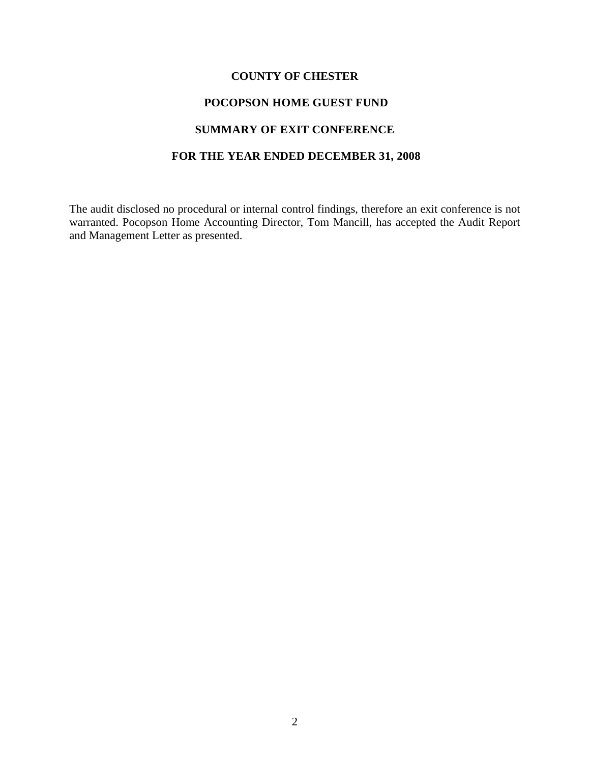**COUNTY OF CHESTER**

**POCOPSON HOME GUEST FUND**

**SUMMARY OF EXIT CONFERENCE**

**FOR THE YEAR ENDED DECEMBER 31, 2008**

The audit disclosed no procedural or internal control findings, therefore an exit conference is not warranted. Pocopson Home Accounting Director, Tom Mancill, has accepted the Audit Report and Management Letter as presented.